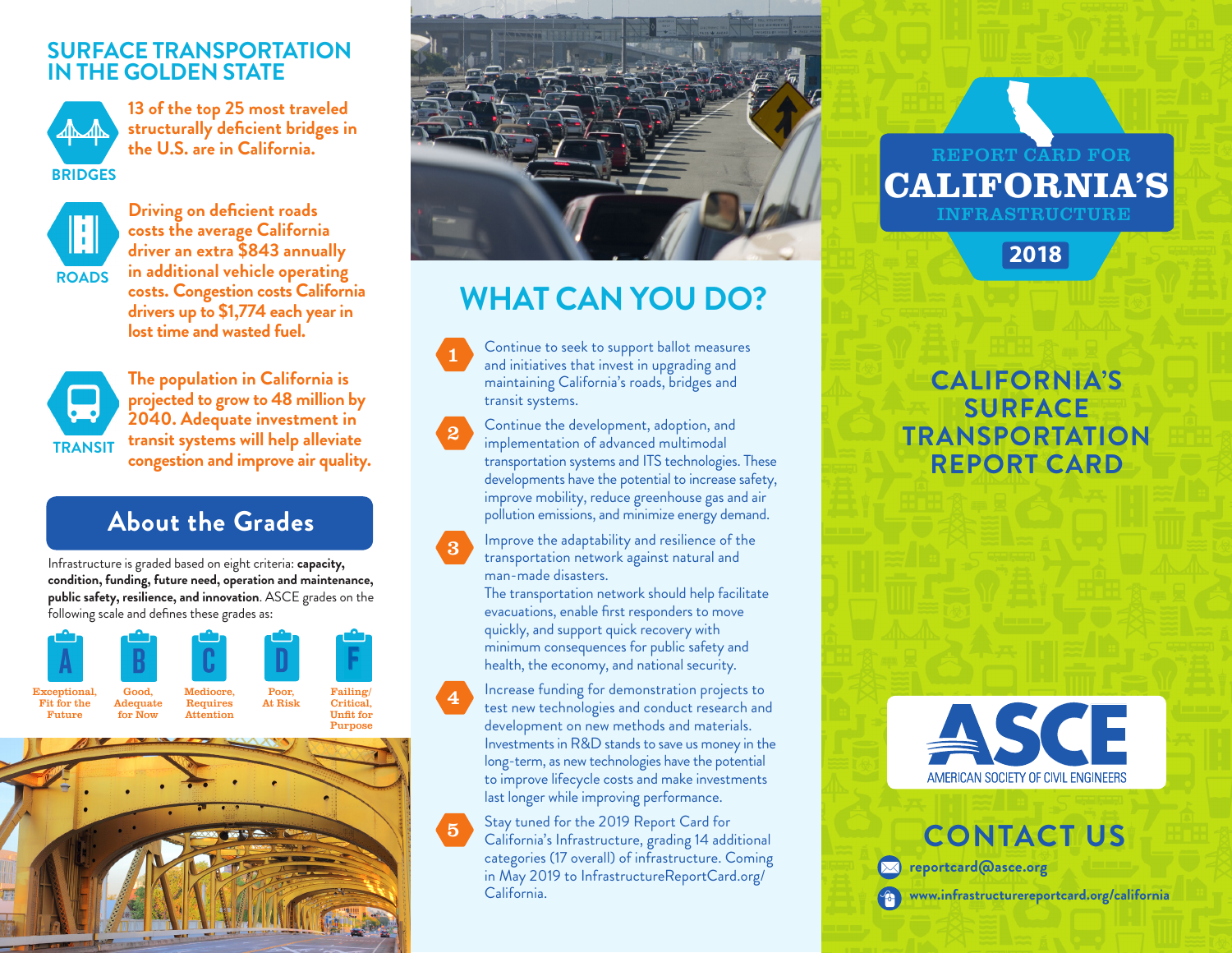## SURFACE TRANSPORTATION IN THE GOLDEN STATE

**BRIDGES**

13 of the top 25 most traveled structurally deficient bridges in the U.S. are in California.

**ROADS**

Driving on deficient roads costs the average California driver an extra $843 annually in additional vehicle operating costs. Congestion costs California drivers up to $1,774 each year in lost time and wasted fuel.

**TRANSIT**

The population in California is projected to grow to 48 million by 2040. Adequate investment in transit systems will help alleviate congestion and improve air quality.

## About the Grades

Infrastructure is graded based on eight criteria: **capacity, condition, funding, future need, operation and maintenance, public safety, resilience, and innovation**. ASCE grades on the following scale and defines these grades as:

- **A** – Exceptional, Fit for the Future
- **B** – Good, Adequate for Now
- **C** – Mediocre, Requires Attention
- **D** – Poor, At Risk
- **F** – Failing/Critical, Unfit for Purpose

## WHAT CAN YOU DO?

1. Continue to seek to support ballot measures and initiatives that invest in upgrading and maintaining California's roads, bridges and transit systems.
2. Continue the development, adoption, and implementation of advanced multimodal transportation systems and ITS technologies. These developments have the potential to increase safety, improve mobility, reduce greenhouse gas and air pollution emissions, and minimize energy demand.
3. Improve the adaptability and resilience of the transportation network against natural and man-made disasters.
   The transportation network should help facilitate evacuations, enable first responders to move quickly, and support quick recovery with minimum consequences for public safety and health, the economy, and national security.
4. Increase funding for demonstration projects to test new technologies and conduct research and development on new methods and materials. Investments in R&D stands to save us money in the long-term, as new technologies have the potential to improve lifecycle costs and make investments last longer while improving performance.
5. Stay tuned for the 2019 Report Card for California's Infrastructure, grading 14 additional categories (17 overall) of infrastructure. Coming in May 2019 to InfrastructureReportCard.org/California.

# REPORT CARD FOR CALIFORNIA'S INFRASTRUCTURE 2018

## CALIFORNIA'S SURFACE TRANSPORTATION REPORT CARD

ASCE
AMERICAN SOCIETY OF CIVIL ENGINEERS

## CONTACT US

reportcard@asce.org

www.infrastructurereportcard.org/california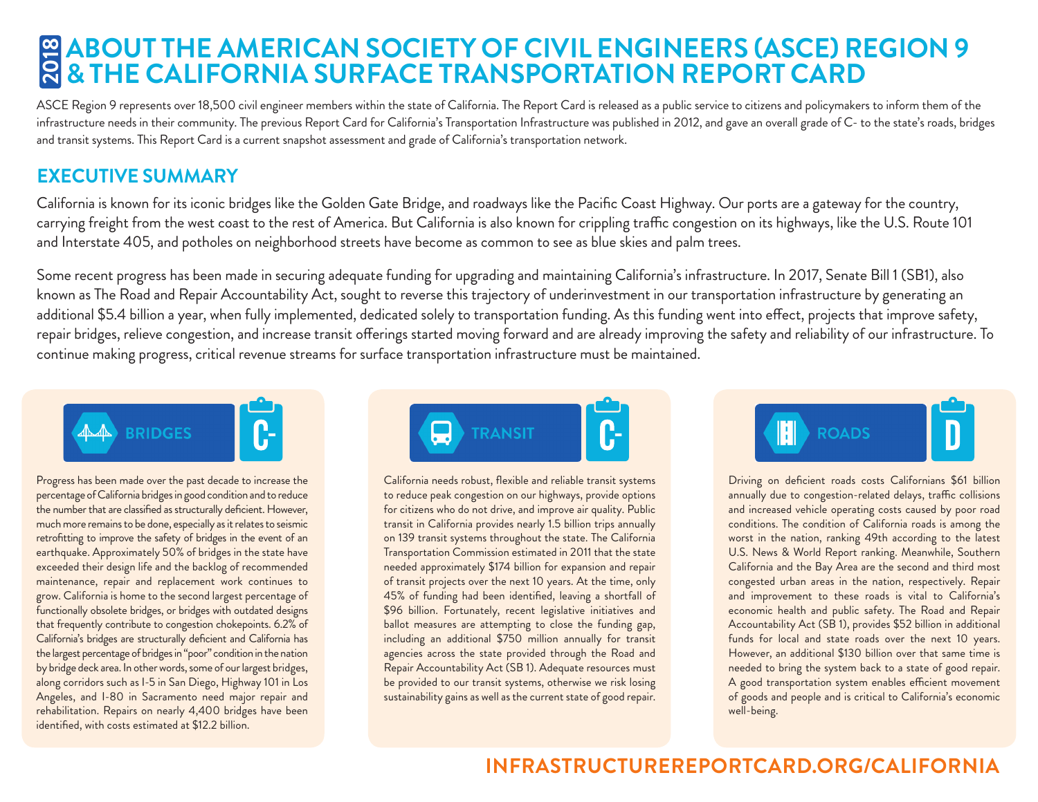# 2018 ABOUT THE AMERICAN SOCIETY OF CIVIL ENGINEERS (ASCE) REGION 9 & THE CALIFORNIA SURFACE TRANSPORTATION REPORT CARD

ASCE Region 9 represents over 18,500 civil engineer members within the state of California. The Report Card is released as a public service to citizens and policymakers to inform them of the infrastructure needs in their community. The previous Report Card for California's Transportation Infrastructure was published in 2012, and gave an overall grade of C- to the state's roads, bridges and transit systems. This Report Card is a current snapshot assessment and grade of California's transportation network.

## EXECUTIVE SUMMARY

California is known for its iconic bridges like the Golden Gate Bridge, and roadways like the Pacific Coast Highway. Our ports are a gateway for the country, carrying freight from the west coast to the rest of America. But California is also known for crippling traffic congestion on its highways, like the U.S. Route 101 and Interstate 405, and potholes on neighborhood streets have become as common to see as blue skies and palm trees.

Some recent progress has been made in securing adequate funding for upgrading and maintaining California's infrastructure. In 2017, Senate Bill 1 (SB1), also known as The Road and Repair Accountability Act, sought to reverse this trajectory of underinvestment in our transportation infrastructure by generating an additional $5.4 billion a year, when fully implemented, dedicated solely to transportation funding. As this funding went into effect, projects that improve safety, repair bridges, relieve congestion, and increase transit offerings started moving forward and are already improving the safety and reliability of our infrastructure. To continue making progress, critical revenue streams for surface transportation infrastructure must be maintained.

### BRIDGES — C-

Progress has been made over the past decade to increase the percentage of California bridges in good condition and to reduce the number that are classified as structurally deficient. However, much more remains to be done, especially as it relates to seismic retrofitting to improve the safety of bridges in the event of an earthquake. Approximately 50% of bridges in the state have exceeded their design life and the backlog of recommended maintenance, repair and replacement work continues to grow. California is home to the second largest percentage of functionally obsolete bridges, or bridges with outdated designs that frequently contribute to congestion chokepoints. 6.2% of California's bridges are structurally deficient and California has the largest percentage of bridges in "poor" condition in the nation by bridge deck area. In other words, some of our largest bridges, along corridors such as I-5 in San Diego, Highway 101 in Los Angeles, and I-80 in Sacramento need major repair and rehabilitation. Repairs on nearly 4,400 bridges have been identified, with costs estimated at $12.2 billion.

### TRANSIT — C-

California needs robust, flexible and reliable transit systems to reduce peak congestion on our highways, provide options for citizens who do not drive, and improve air quality. Public transit in California provides nearly 1.5 billion trips annually on 139 transit systems throughout the state. The California Transportation Commission estimated in 2011 that the state needed approximately $174 billion for expansion and repair of transit projects over the next 10 years. At the time, only 45% of funding had been identified, leaving a shortfall of $96 billion. Fortunately, recent legislative initiatives and ballot measures are attempting to close the funding gap, including an additional $750 million annually for transit agencies across the state provided through the Road and Repair Accountability Act (SB 1). Adequate resources must be provided to our transit systems, otherwise we risk losing sustainability gains as well as the current state of good repair.

### ROADS — D

Driving on deficient roads costs Californians $61 billion annually due to congestion-related delays, traffic collisions and increased vehicle operating costs caused by poor road conditions. The condition of California roads is among the worst in the nation, ranking 49th according to the latest U.S. News & World Report ranking. Meanwhile, Southern California and the Bay Area are the second and third most congested urban areas in the nation, respectively. Repair and improvement to these roads is vital to California's economic health and public safety. The Road and Repair Accountability Act (SB 1), provides $52 billion in additional funds for local and state roads over the next 10 years. However, an additional $130 billion over that same time is needed to bring the system back to a state of good repair. A good transportation system enables efficient movement of goods and people and is critical to California's economic well-being.

**INFRASTRUCTUREREPORTCARD.ORG/CALIFORNIA**